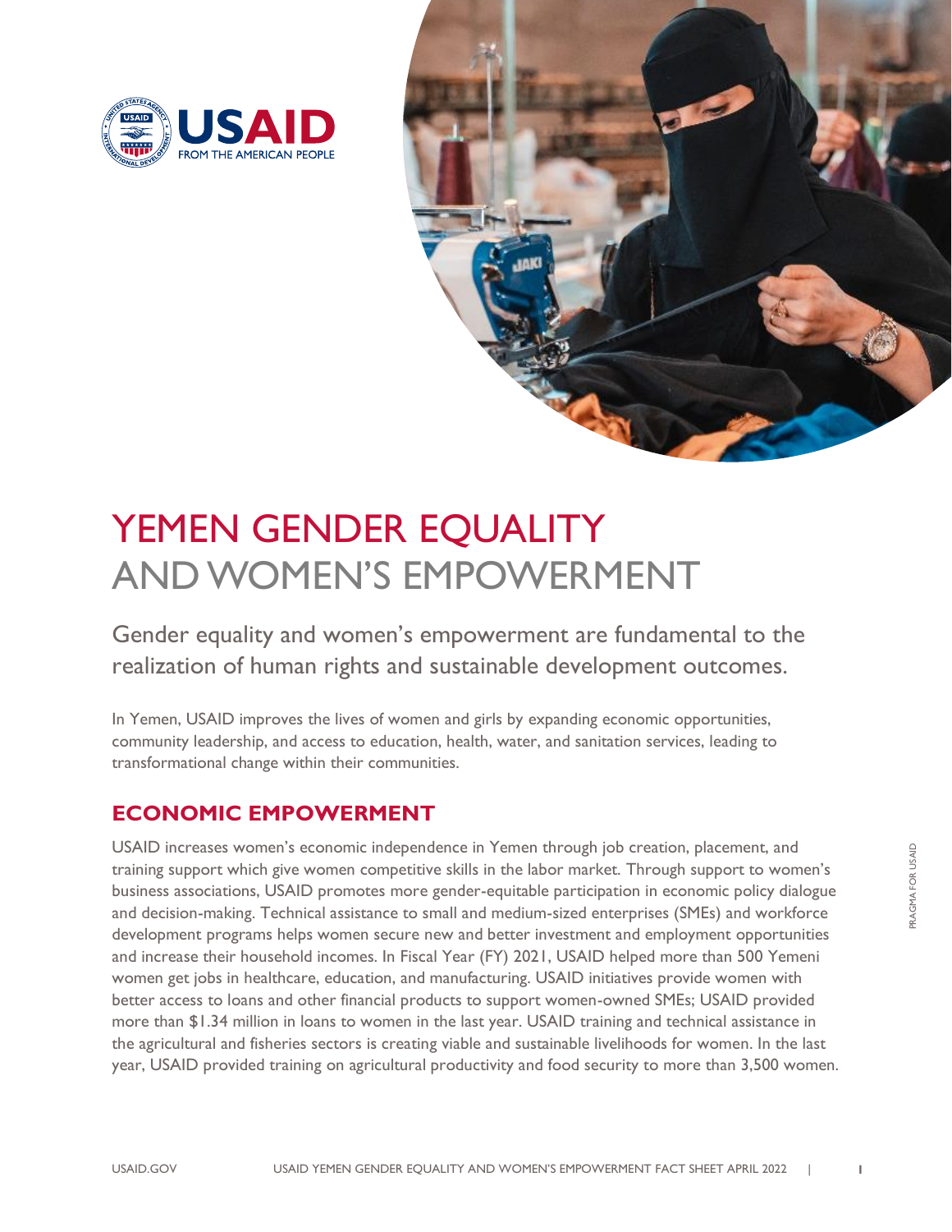# YEMEN GENDER EQUALITY AND WOMEN'S EMPOWERMENT

Gender equality and women's empowerment are fundamental to the realization of human rights and sustainable development outcomes.

In Yemen, USAID improves the lives of women and girls by expanding economic opportunities, community leadership, and access to education, health, water, and sanitation services, leading to transformational change within their communities.

## ECONOMIC EMPOWERMENT

USAID increases women's economic independence in Yemen through job creation, placement, and training support which give women competitive skills in the labor market. Through support to women's business associations, USAID promotes more gender-equitable participation in economic policy dialogue and decision-making. Technical assistance to small and medium-sized enterprises (SMEs) and workforce development programs helps women secure new and better investment and employment opportunities and increase their household incomes. In Fiscal Year (FY) 2021, USAID helped more than 500 Yemeni women get jobs in healthcare, education, and manufacturing. USAID initiatives provide women with better access to loans and other financial products to support women-owned SMEs; USAID provided more than $1.34 million in loans to women in the last year. USAID training and technical assistance in the agricultural and fisheries sectors is creating viable and sustainable livelihoods for women. In the last year, USAID provided training on agricultural productivity and food security to more than 3,500 women.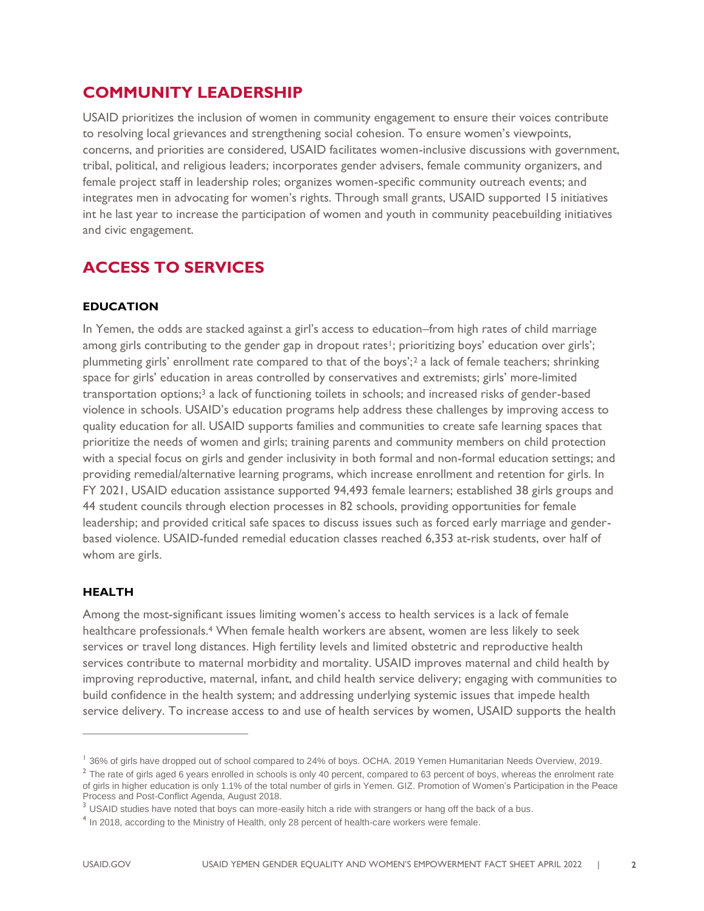## COMMUNITY LEADERSHIP

USAID prioritizes the inclusion of women in community engagement to ensure their voices contribute to resolving local grievances and strengthening social cohesion. To ensure women's viewpoints, concerns, and priorities are considered, USAID facilitates women-inclusive discussions with government, tribal, political, and religious leaders; incorporates gender advisers, female community organizers, and female project staff in leadership roles; organizes women-specific community outreach events; and integrates men in advocating for women's rights. Through small grants, USAID supported 15 initiatives int he last year to increase the participation of women and youth in community peacebuilding initiatives and civic engagement.

## ACCESS TO SERVICES

### EDUCATION

In Yemen, the odds are stacked against a girl's access to education–from high rates of child marriage among girls contributing to the gender gap in dropout rates[1]; prioritizing boys' education over girls'; plummeting girls' enrollment rate compared to that of the boys';[2] a lack of female teachers; shrinking space for girls' education in areas controlled by conservatives and extremists; girls' more-limited transportation options;[3] a lack of functioning toilets in schools; and increased risks of gender-based violence in schools. USAID's education programs help address these challenges by improving access to quality education for all. USAID supports families and communities to create safe learning spaces that prioritize the needs of women and girls; training parents and community members on child protection with a special focus on girls and gender inclusivity in both formal and non-formal education settings; and providing remedial/alternative learning programs, which increase enrollment and retention for girls. In FY 2021, USAID education assistance supported 94,493 female learners; established 38 girls groups and 44 student councils through election processes in 82 schools, providing opportunities for female leadership; and provided critical safe spaces to discuss issues such as forced early marriage and gender-based violence. USAID-funded remedial education classes reached 6,353 at-risk students, over half of whom are girls.

### HEALTH

Among the most-significant issues limiting women's access to health services is a lack of female healthcare professionals.[4] When female health workers are absent, women are less likely to seek services or travel long distances. High fertility levels and limited obstetric and reproductive health services contribute to maternal morbidity and mortality. USAID improves maternal and child health by improving reproductive, maternal, infant, and child health service delivery; engaging with communities to build confidence in the health system; and addressing underlying systemic issues that impede health service delivery. To increase access to and use of health services by women, USAID supports the health

---

[1] 36% of girls have dropped out of school compared to 24% of boys. OCHA. 2019 Yemen Humanitarian Needs Overview, 2019.

[2] The rate of girls aged 6 years enrolled in schools is only 40 percent, compared to 63 percent of boys, whereas the enrolment rate of girls in higher education is only 1.1% of the total number of girls in Yemen. GIZ. Promotion of Women's Participation in the Peace Process and Post-Conflict Agenda, August 2018.

[3] USAID studies have noted that boys can more-easily hitch a ride with strangers or hang off the back of a bus.

[4] In 2018, according to the Ministry of Health, only 28 percent of health-care workers were female.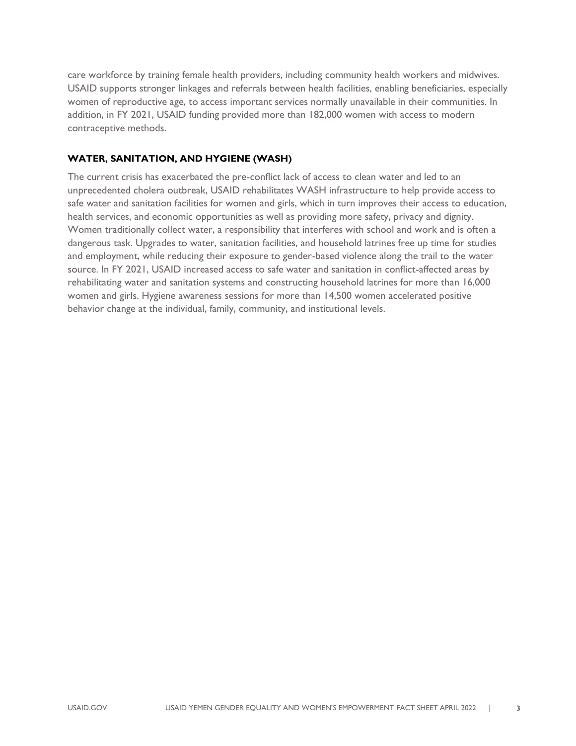care workforce by training female health providers, including community health workers and midwives. USAID supports stronger linkages and referrals between health facilities, enabling beneficiaries, especially women of reproductive age, to access important services normally unavailable in their communities. In addition, in FY 2021, USAID funding provided more than 182,000 women with access to modern contraceptive methods.

**WATER, SANITATION, AND HYGIENE (WASH)**

The current crisis has exacerbated the pre-conflict lack of access to clean water and led to an unprecedented cholera outbreak, USAID rehabilitates WASH infrastructure to help provide access to safe water and sanitation facilities for women and girls, which in turn improves their access to education, health services, and economic opportunities as well as providing more safety, privacy and dignity. Women traditionally collect water, a responsibility that interferes with school and work and is often a dangerous task. Upgrades to water, sanitation facilities, and household latrines free up time for studies and employment, while reducing their exposure to gender-based violence along the trail to the water source. In FY 2021, USAID increased access to safe water and sanitation in conflict-affected areas by rehabilitating water and sanitation systems and constructing household latrines for more than 16,000 women and girls. Hygiene awareness sessions for more than 14,500 women accelerated positive behavior change at the individual, family, community, and institutional levels.